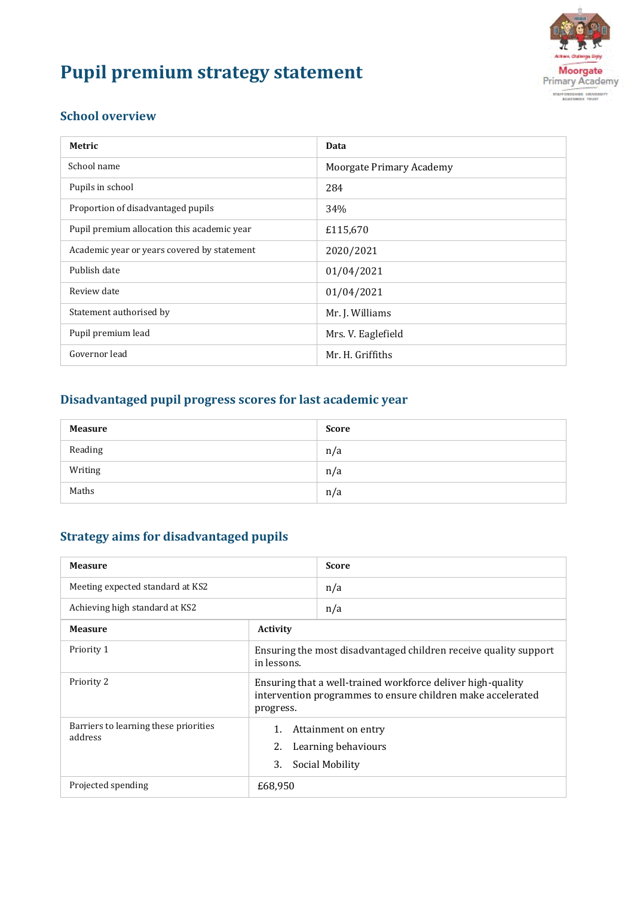# Pupil premium strategy statement

## School overview

| Metric | Data |
|---|---|
| School name | Moorgate Primary Academy |
| Pupils in school | 284 |
| Proportion of disadvantaged pupils | 34% |
| Pupil premium allocation this academic year | £115,670 |
| Academic year or years covered by statement | 2020/2021 |
| Publish date | 01/04/2021 |
| Review date | 01/04/2021 |
| Statement authorised by | Mr. J. Williams |
| Pupil premium lead | Mrs. V. Eaglefield |
| Governor lead | Mr. H. Griffiths |

## Disadvantaged pupil progress scores for last academic year

| Measure | Score |
|---|---|
| Reading | n/a |
| Writing | n/a |
| Maths | n/a |

## Strategy aims for disadvantaged pupils

| Measure | Score |
|---|---|
| Meeting expected standard at KS2 | n/a |
| Achieving high standard at KS2 | n/a |

| Measure | Activity |
|---|---|
| Priority 1 | Ensuring the most disadvantaged children receive quality support in lessons. |
| Priority 2 | Ensuring that a well-trained workforce deliver high-quality intervention programmes to ensure children make accelerated progress. |
| Barriers to learning these priorities address | 1. Attainment on entry<br>2. Learning behaviours<br>3. Social Mobility |
| Projected spending | £68,950 |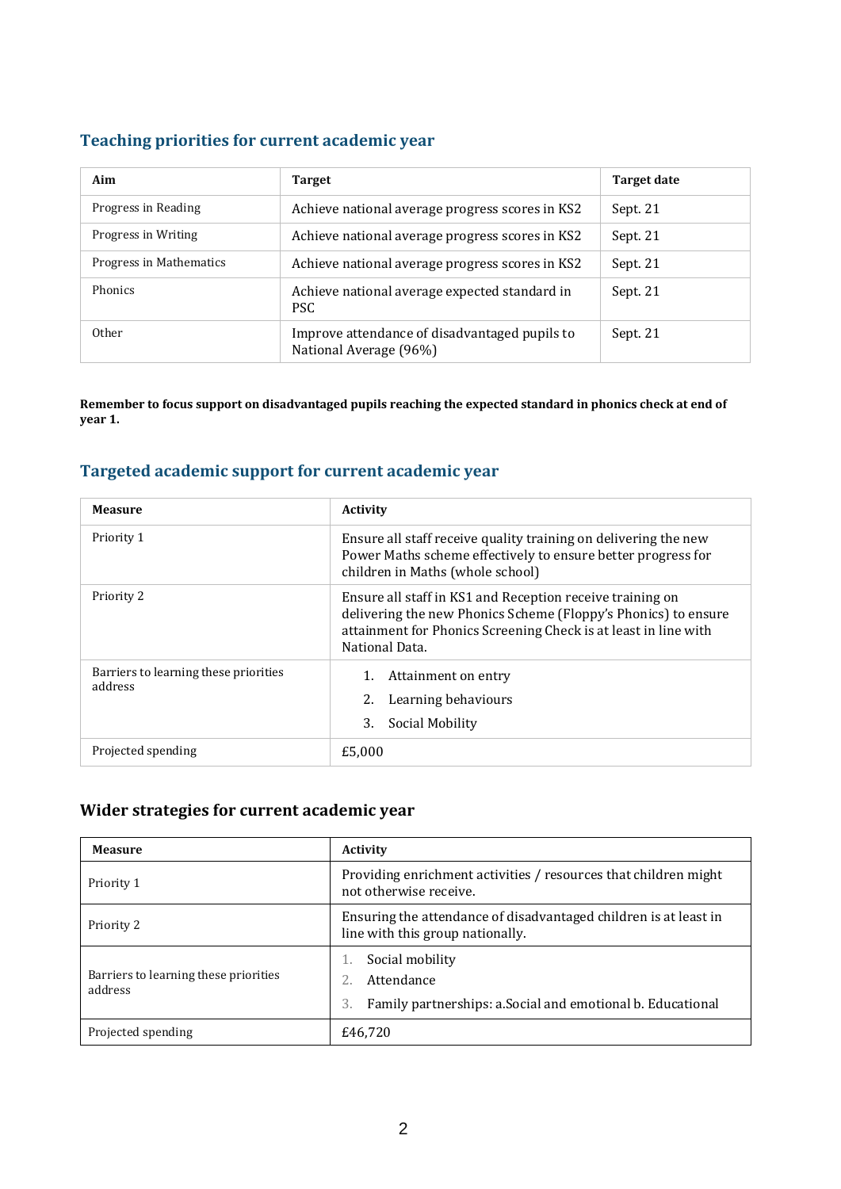## Teaching priorities for current academic year

| Aim | Target | Target date |
|---|---|---|
| Progress in Reading | Achieve national average progress scores in KS2 | Sept. 21 |
| Progress in Writing | Achieve national average progress scores in KS2 | Sept. 21 |
| Progress in Mathematics | Achieve national average progress scores in KS2 | Sept. 21 |
| Phonics | Achieve national average expected standard in PSC | Sept. 21 |
| Other | Improve attendance of disadvantaged pupils to National Average (96%) | Sept. 21 |

**Remember to focus support on disadvantaged pupils reaching the expected standard in phonics check at end of year 1.**

## Targeted academic support for current academic year

| Measure | Activity |
|---|---|
| Priority 1 | Ensure all staff receive quality training on delivering the new Power Maths scheme effectively to ensure better progress for children in Maths (whole school) |
| Priority 2 | Ensure all staff in KS1 and Reception receive training on delivering the new Phonics Scheme (Floppy's Phonics) to ensure attainment for Phonics Screening Check is at least in line with National Data. |
| Barriers to learning these priorities address | 1. Attainment on entry<br>2. Learning behaviours<br>3. Social Mobility |
| Projected spending | £5,000 |

## Wider strategies for current academic year

| Measure | Activity |
|---|---|
| Priority 1 | Providing enrichment activities / resources that children might not otherwise receive. |
| Priority 2 | Ensuring the attendance of disadvantaged children is at least in line with this group nationally. |
| Barriers to learning these priorities address | 1. Social mobility<br>2. Attendance<br>3. Family partnerships: a.Social and emotional b. Educational |
| Projected spending | £46,720 |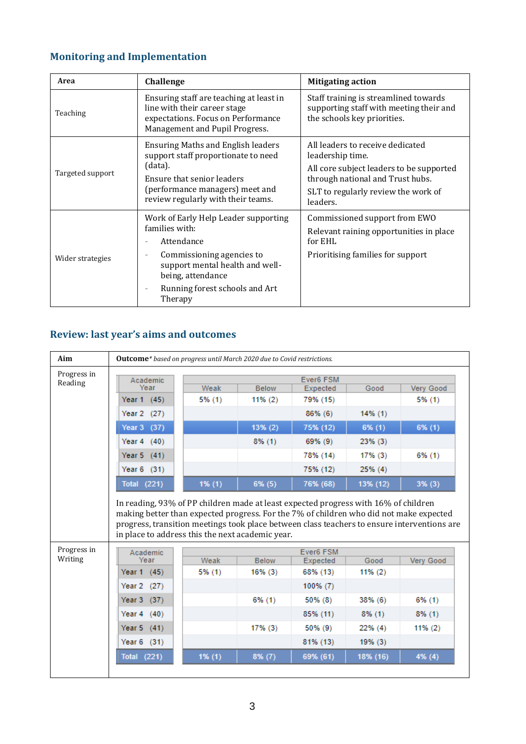## Monitoring and Implementation

| Area | Challenge | Mitigating action |
|---|---|---|
| Teaching | Ensuring staff are teaching at least in line with their career stage expectations. Focus on Performance Management and Pupil Progress. | Staff training is streamlined towards supporting staff with meeting their and the schools key priorities. |
| Targeted support | Ensuring Maths and English leaders support staff proportionate to need (data).<br>Ensure that senior leaders (performance managers) meet and review regularly with their teams. | All leaders to receive dedicated leadership time.<br>All core subject leaders to be supported through national and Trust hubs.<br>SLT to regularly review the work of leaders. |
| Wider strategies | Work of Early Help Leader supporting families with:<br>- Attendance<br>- Commissioning agencies to support mental health and well-being, attendance<br>- Running forest schools and Art Therapy | Commissioned support from EWO<br>Relevant raining opportunities in place for EHL<br>Prioritising families for support |

## Review: last year's aims and outcomes

**Aim** | **Outcome** *\* based on progress until March 2020 due to Covid restrictions.*

**Progress in Reading**

| Academic Year | Ever6 FSM | | | | |
|---|---|---|---|---|---|
| | Weak | Below | Expected | Good | Very Good |
| Year 1 (45) | 5% (1) | 11% (2) | 79% (15) | | 5% (1) |
| Year 2 (27) | | | 86% (6) | 14% (1) | |
| Year 3 (37) | | 13% (2) | 75% (12) | 6% (1) | 6% (1) |
| Year 4 (40) | | 8% (1) | 69% (9) | 23% (3) | |
| Year 5 (41) | | | 78% (14) | 17% (3) | 6% (1) |
| Year 6 (31) | | | 75% (12) | 25% (4) | |
| Total (221) | 1% (1) | 6% (5) | 76% (68) | 13% (12) | 3% (3) |

In reading, 93% of PP children made at least expected progress with 16% of children making better than expected progress. For the 7% of children who did not make expected progress, transition meetings took place between class teachers to ensure interventions are in place to address this the next academic year.

**Progress in Writing**

| Academic Year | Ever6 FSM | | | | |
|---|---|---|---|---|---|
| | Weak | Below | Expected | Good | Very Good |
| Year 1 (45) | 5% (1) | 16% (3) | 68% (13) | 11% (2) | |
| Year 2 (27) | | | 100% (7) | | |
| Year 3 (37) | | 6% (1) | 50% (8) | 38% (6) | 6% (1) |
| Year 4 (40) | | | 85% (11) | 8% (1) | 8% (1) |
| Year 5 (41) | | 17% (3) | 50% (9) | 22% (4) | 11% (2) |
| Year 6 (31) | | | 81% (13) | 19% (3) | |
| Total (221) | 1% (1) | 8% (7) | 69% (61) | 18% (16) | 4% (4) |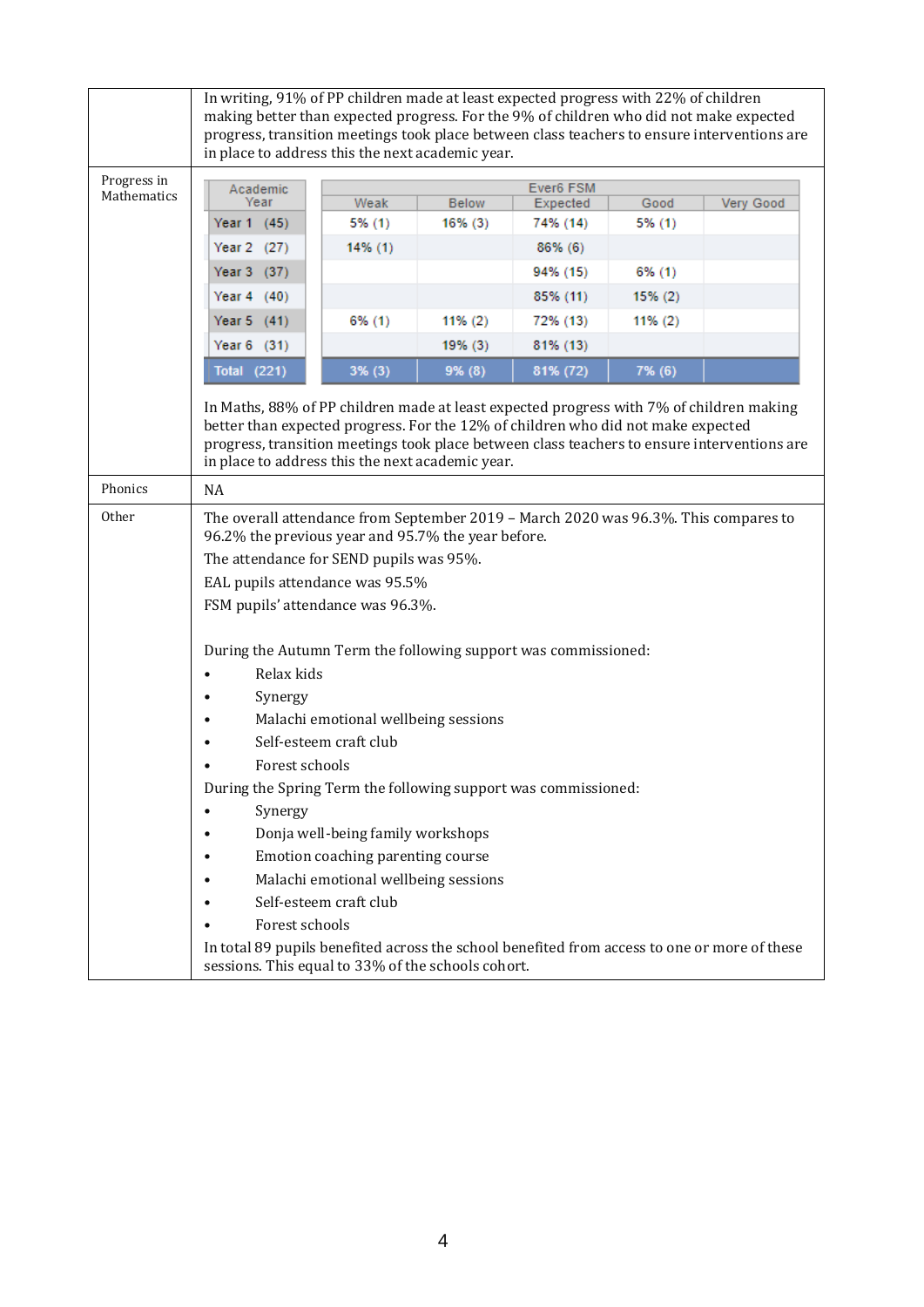| | |
|---|---|
| | In writing, 91% of PP children made at least expected progress with 22% of children making better than expected progress. For the 9% of children who did not make expected progress, transition meetings took place between class teachers to ensure interventions are in place to address this the next academic year. |
| Progress in Mathematics | *(see table below)* In Maths, 88% of PP children made at least expected progress with 7% of children making better than expected progress. For the 12% of children who did not make expected progress, transition meetings took place between class teachers to ensure interventions are in place to address this the next academic year. |
| Phonics | NA |
| Other | The overall attendance from September 2019 – March 2020 was 96.3%. This compares to 96.2% the previous year and 95.7% the year before. The attendance for SEND pupils was 95%. EAL pupils attendance was 95.5% FSM pupils' attendance was 96.3%. *(see support details below)* |

| Academic Year | Ever6 FSM | | | | |
|---|---|---|---|---|---|
| | Weak | Below | Expected | Good | Very Good |
| Year 1 (45) | 5% (1) | 16% (3) | 74% (14) | 5% (1) | |
| Year 2 (27) | 14% (1) | | 86% (6) | | |
| Year 3 (37) | | | 94% (15) | 6% (1) | |
| Year 4 (40) | | | 85% (11) | 15% (2) | |
| Year 5 (41) | 6% (1) | 11% (2) | 72% (13) | 11% (2) | |
| Year 6 (31) | | 19% (3) | 81% (13) | | |
| Total (221) | 3% (3) | 9% (8) | 81% (72) | 7% (6) | |

During the Autumn Term the following support was commissioned:

- Relax kids
- Synergy
- Malachi emotional wellbeing sessions
- Self-esteem craft club
- Forest schools

During the Spring Term the following support was commissioned:

- Synergy
- Donja well-being family workshops
- Emotion coaching parenting course
- Malachi emotional wellbeing sessions
- Self-esteem craft club
- Forest schools

In total 89 pupils benefited across the school benefited from access to one or more of these sessions. This equal to 33% of the schools cohort.